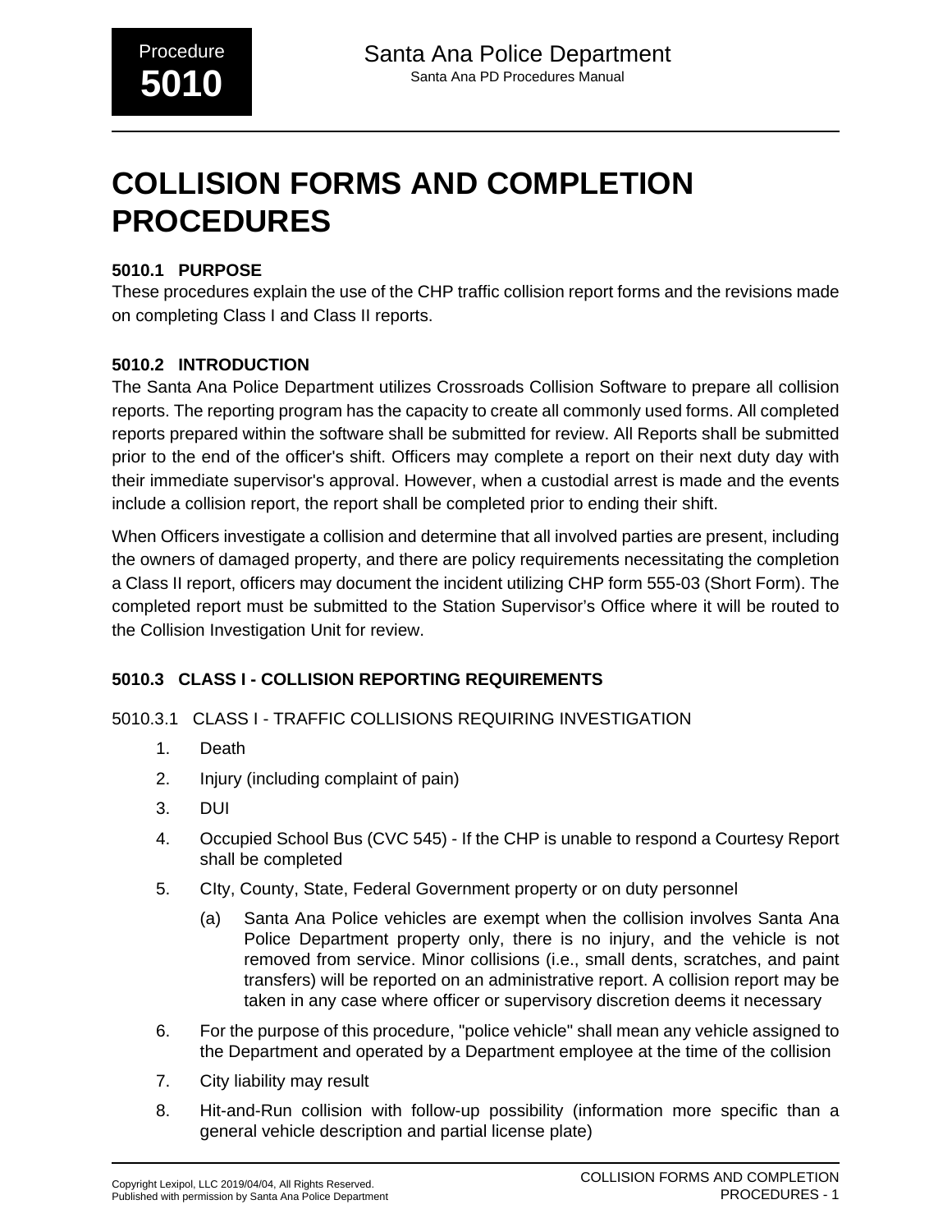# COLLISION FORMS AND COMPLETION PROCEDURES

## 5010.1 PURPOSE

These procedures explain the use of the CHP traffic collision report forms and the revisions made on completing Class I and Class II reports.

## 5010.2 INTRODUCTION

The Santa Ana Police Department utilizes Crossroads Collision Software to prepare all collision reports. The reporting program has the capacity to create all commonly used forms. All completed reports prepared within the software shall be submitted for review. All Reports shall be submitted prior to the end of the officer's shift. Officers may complete a report on their next duty day with their immediate supervisor's approval. However, when a custodial arrest is made and the events include a collision report, the report shall be completed prior to ending their shift.

When Officers investigate a collision and determine that all involved parties are present, including the owners of damaged property, and there are policy requirements necessitating the completion a Class II report, officers may document the incident utilizing CHP form 555-03 (Short Form). The completed report must be submitted to the Station Supervisor’s Office where it will be routed to the Collision Investigation Unit for review.

## 5010.3 CLASS I - COLLISION REPORTING REQUIREMENTS

### 5010.3.1 CLASS I - TRAFFIC COLLISIONS REQUIRING INVESTIGATION

1. Death
2. Injury (including complaint of pain)
3. DUI
4. Occupied School Bus (CVC 545) - If the CHP is unable to respond a Courtesy Report shall be completed
5. CIty, County, State, Federal Government property or on duty personnel
    (a) Santa Ana Police vehicles are exempt when the collision involves Santa Ana Police Department property only, there is no injury, and the vehicle is not removed from service. Minor collisions (i.e., small dents, scratches, and paint transfers) will be reported on an administrative report. A collision report may be taken in any case where officer or supervisory discretion deems it necessary
6. For the purpose of this procedure, "police vehicle" shall mean any vehicle assigned to the Department and operated by a Department employee at the time of the collision
7. City liability may result
8. Hit-and-Run collision with follow-up possibility (information more specific than a general vehicle description and partial license plate)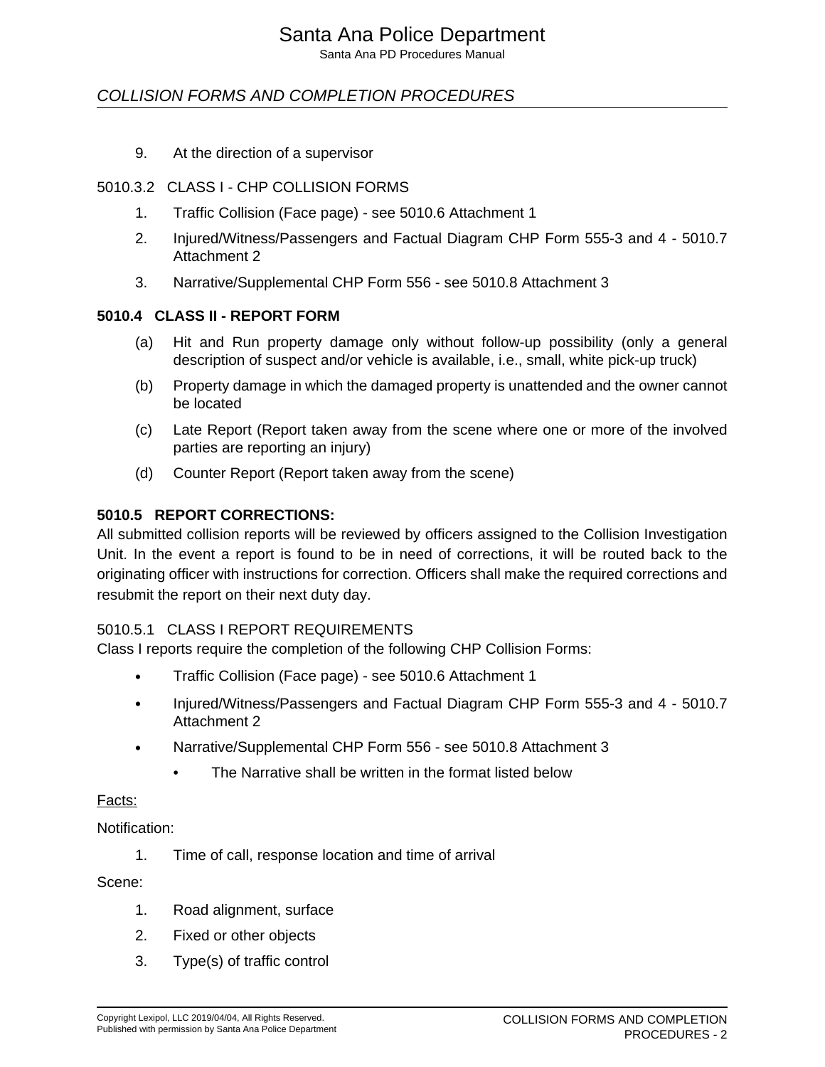9. At the direction of a supervisor

#### 5010.3.2 CLASS I - CHP COLLISION FORMS

1. Traffic Collision (Face page) - see 5010.6 Attachment 1
2. Injured/Witness/Passengers and Factual Diagram CHP Form 555-3 and 4 - 5010.7 Attachment 2
3. Narrative/Supplemental CHP Form 556 - see 5010.8 Attachment 3

### 5010.4 CLASS II - REPORT FORM

(a) Hit and Run property damage only without follow-up possibility (only a general description of suspect and/or vehicle is available, i.e., small, white pick-up truck)

(b) Property damage in which the damaged property is unattended and the owner cannot be located

(c) Late Report (Report taken away from the scene where one or more of the involved parties are reporting an injury)

(d) Counter Report (Report taken away from the scene)

### 5010.5 REPORT CORRECTIONS:

All submitted collision reports will be reviewed by officers assigned to the Collision Investigation Unit. In the event a report is found to be in need of corrections, it will be routed back to the originating officer with instructions for correction. Officers shall make the required corrections and resubmit the report on their next duty day.

#### 5010.5.1 CLASS I REPORT REQUIREMENTS

Class I reports require the completion of the following CHP Collision Forms:

- Traffic Collision (Face page) - see 5010.6 Attachment 1
- Injured/Witness/Passengers and Factual Diagram CHP Form 555-3 and 4 - 5010.7 Attachment 2
- Narrative/Supplemental CHP Form 556 - see 5010.8 Attachment 3
    - The Narrative shall be written in the format listed below

Facts:

Notification:

1. Time of call, response location and time of arrival

Scene:

1. Road alignment, surface
2. Fixed or other objects
3. Type(s) of traffic control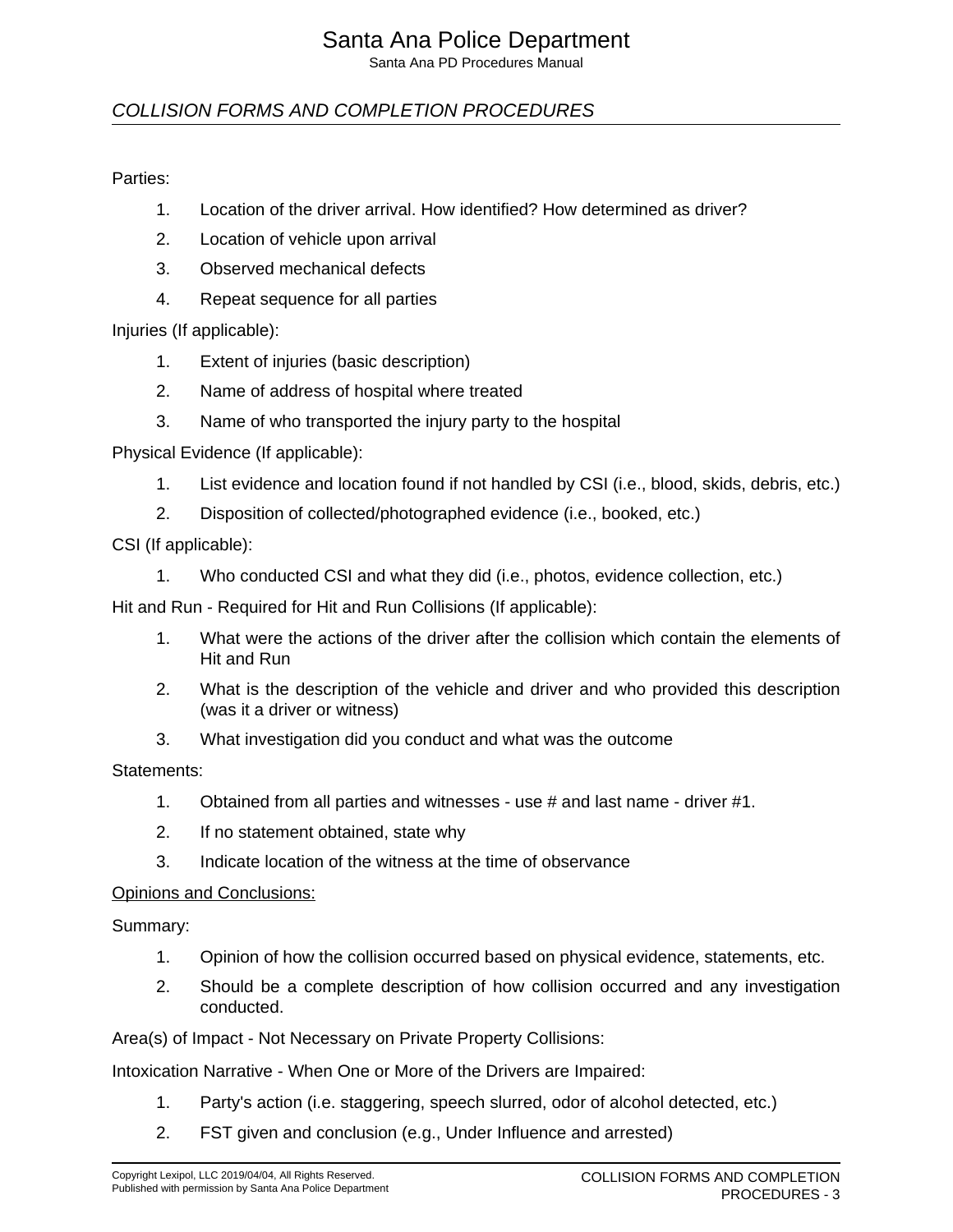Parties:

1. Location of the driver arrival. How identified? How determined as driver?
2. Location of vehicle upon arrival
3. Observed mechanical defects
4. Repeat sequence for all parties

Injuries (If applicable):

1. Extent of injuries (basic description)
2. Name of address of hospital where treated
3. Name of who transported the injury party to the hospital

Physical Evidence (If applicable):

1. List evidence and location found if not handled by CSI (i.e., blood, skids, debris, etc.)
2. Disposition of collected/photographed evidence (i.e., booked, etc.)

CSI (If applicable):

1. Who conducted CSI and what they did (i.e., photos, evidence collection, etc.)

Hit and Run - Required for Hit and Run Collisions (If applicable):

1. What were the actions of the driver after the collision which contain the elements of Hit and Run
2. What is the description of the vehicle and driver and who provided this description (was it a driver or witness)
3. What investigation did you conduct and what was the outcome

Statements:

1. Obtained from all parties and witnesses - use # and last name - driver #1.
2. If no statement obtained, state why
3. Indicate location of the witness at the time of observance

<u>Opinions and Conclusions:</u>

Summary:

1. Opinion of how the collision occurred based on physical evidence, statements, etc.
2. Should be a complete description of how collision occurred and any investigation conducted.

Area(s) of Impact - Not Necessary on Private Property Collisions:

Intoxication Narrative - When One or More of the Drivers are Impaired:

1. Party's action (i.e. staggering, speech slurred, odor of alcohol detected, etc.)
2. FST given and conclusion (e.g., Under Influence and arrested)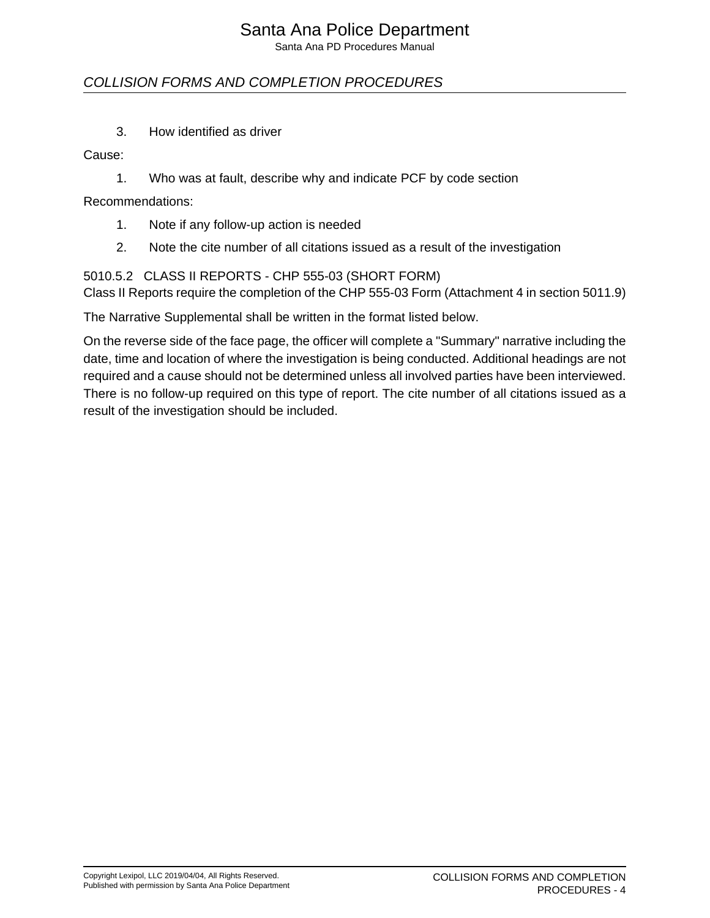3. How identified as driver

Cause:

1. Who was at fault, describe why and indicate PCF by code section

Recommendations:

1. Note if any follow-up action is needed
2. Note the cite number of all citations issued as a result of the investigation

### 5010.5.2 CLASS II REPORTS - CHP 555-03 (SHORT FORM)

Class II Reports require the completion of the CHP 555-03 Form (Attachment 4 in section 5011.9)

The Narrative Supplemental shall be written in the format listed below.

On the reverse side of the face page, the officer will complete a "Summary" narrative including the date, time and location of where the investigation is being conducted. Additional headings are not required and a cause should not be determined unless all involved parties have been interviewed. There is no follow-up required on this type of report. The cite number of all citations issued as a result of the investigation should be included.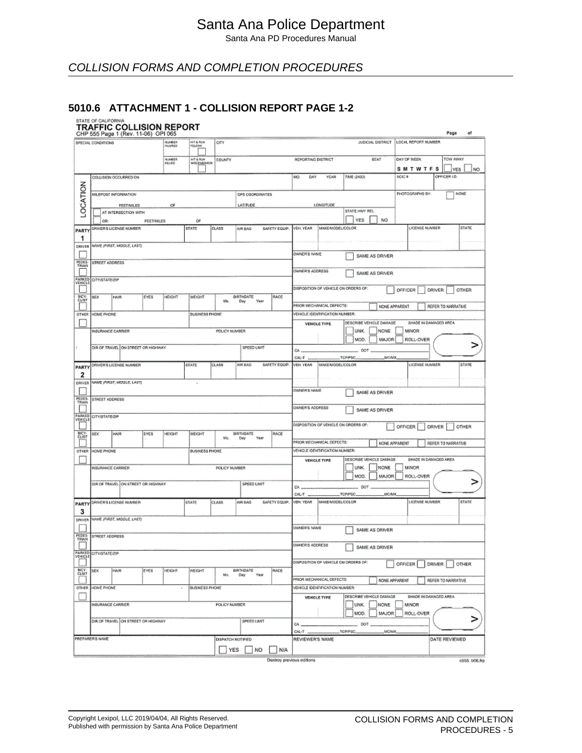## COLLISION FORMS AND COMPLETION PROCEDURES

### 5010.6 ATTACHMENT 1 - COLLISION REPORT PAGE 1-2

STATE OF CALIFORNIA
**TRAFFIC COLLISION REPORT**
CHP 555 Page 1 (Rev. 11-06) OPI 065

Page ___ of ___

| SPECIAL CONDITIONS | NUMBER INJURED | HIT & RUN FELONY | CITY | JUDICIAL DISTRICT | LOCAL REPORT NUMBER | |
|---|---|---|---|---|---|---|
| | NUMBER KILLED | HIT & RUN MISDEMEANOR | COUNTY | REPORTING DISTRICT / BEAT | DAY OF WEEK S M T W T F S | TOW AWAY ☐ YES ☐ NO |

**LOCATION**

| COLLISION OCCURRED ON | MO. DAY YEAR | TIME (2400) | NCIC # | OFFICER I.D. |
|---|---|---|---|---|
| MILEPOST INFORMATION ___ FEET/MILES ___ OF ___ | GPS COORDINATES LATITUDE ___ LONGITUDE ___ | | PHOTOGRAPHS BY: | ☐ NONE |
| ☐ AT INTERSECTION WITH ___ ☐ OR: ___ FEET/MILES ___ OF ___ | | STATE HWY REL ☐ YES ☐ NO | | |

**PARTY 1 / PARTY 2 / PARTY 3** (each party section contains the following fields)

☐ DRIVER ☐ PEDESTRIAN ☐ PARKED VEHICLE ☐ BICYCLIST ☐ OTHER

| DRIVER'S LICENSE NUMBER | STATE | CLASS | AIR BAG | SAFETY EQUIP. | VEH. YEAR | MAKE/MODEL/COLOR | LICENSE NUMBER | STATE |
|---|---|---|---|---|---|---|---|---|
| NAME (FIRST, MIDDLE, LAST) | | | | | OWNER'S NAME ☐ SAME AS DRIVER | | | |
| STREET ADDRESS | | | | | OWNER'S ADDRESS ☐ SAME AS DRIVER | | | |
| CITY/STATE/ZIP | | | | | DISPOSITION OF VEHICLE ON ORDERS OF: ☐ OFFICER ☐ DRIVER ☐ OTHER | | | |
| SEX / HAIR / EYES / HEIGHT / WEIGHT / BIRTHDATE Mo. Day Year / RACE | | | | | PRIOR MECHANICAL DEFECTS: ☐ NONE APPARENT ☐ REFER TO NARRATIVE | | | |
| HOME PHONE / BUSINESS PHONE | | | | | VEHICLE IDENTIFICATION NUMBER: | | | |
| INSURANCE CARRIER / POLICY NUMBER | | | | | VEHICLE TYPE / DESCRIBE VEHICLE DAMAGE ☐ UNK. ☐ NONE ☐ MINOR ☐ MOD. ☐ MAJOR ☐ ROLL-OVER / SHADE IN DAMAGED AREA | | | |
| DIR OF TRAVEL / ON STREET OR HIGHWAY / SPEED LIMIT | | | | | CA ___ DOT ___ CAL-T ___ TCP/PSC ___ MC/MX ___ | | | |

| PREPARER'S NAME | DISPATCH NOTIFIED ☐ YES ☐ NO ☐ N/A | REVIEWER'S NAME | DATE REVIEWED |
|---|---|---|---|

Destroy previous editions

c555 b06.frp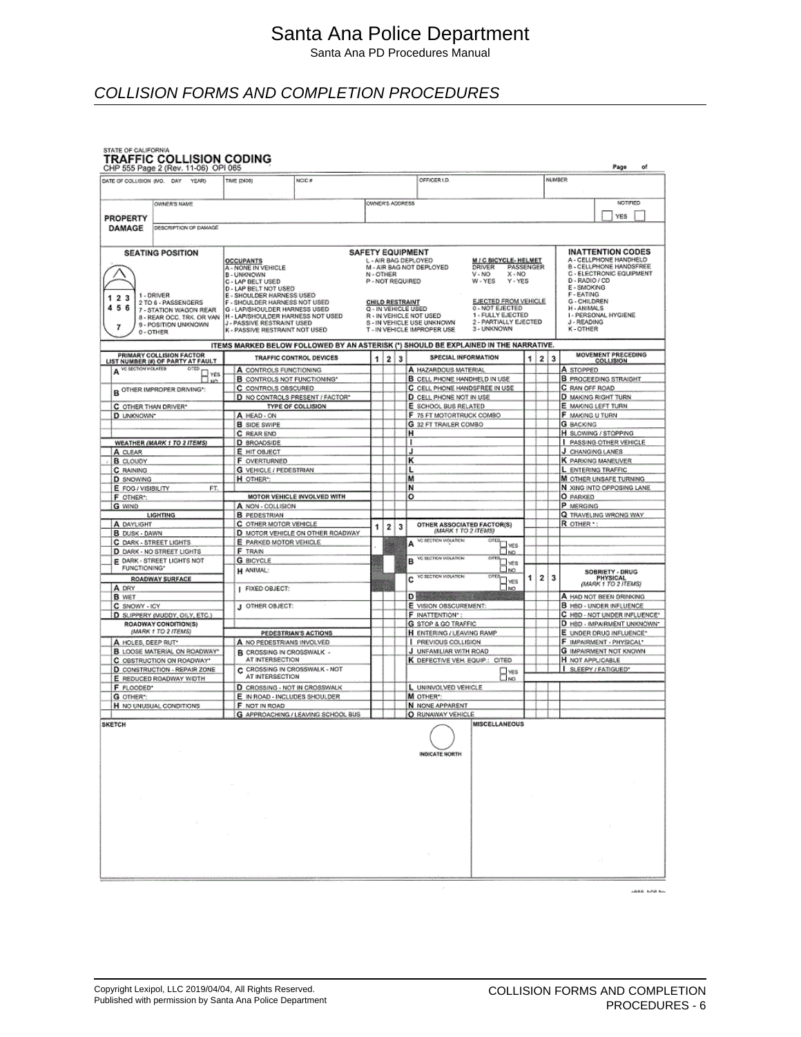## COLLISION FORMS AND COMPLETION PROCEDURES

STATE OF CALIFORNIA

**TRAFFIC COLLISION CODING**

CHP 555 Page 2 (Rev. 11-06) OPI 065

Page ___ of ___

| DATE OF COLLISION (MO. DAY YEAR) | TIME (2400) | NCIC # | OFFICER I.D. | NUMBER |
|---|---|---|---|---|
| | | | | |

**PROPERTY DAMAGE**

| OWNER'S NAME | OWNER'S ADDRESS | NOTIFIED ☐ YES ☐ |
|---|---|---|
| DESCRIPTION OF DAMAGE | | |

**SEATING POSITION**

1 2 3 / 4 5 6 / 7

1 - DRIVER
2 TO 6 - PASSENGERS
7 - STATION WAGON REAR
8 - REAR OCC. TRK. OR VAN
9 - POSITION UNKNOWN
0 - OTHER

**SAFETY EQUIPMENT**

**OCCUPANTS**
A - NONE IN VEHICLE
B - UNKNOWN
C - LAP BELT USED
D - LAP BELT NOT USED
E - SHOULDER HARNESS USED
F - SHOULDER HARNESS NOT USED
G - LAP/SHOULDER HARNESS USED
H - LAP/SHOULDER HARNESS NOT USED
J - PASSIVE RESTRAINT USED
K - PASSIVE RESTRAINT NOT USED

L - AIR BAG DEPLOYED
M - AIR BAG NOT DEPLOYED
N - OTHER
P - NOT REQUIRED

**CHILD RESTRAINT**
Q - IN VEHICLE USED
R - IN VEHICLE NOT USED
S - IN VEHICLE USE UNKNOWN
T - IN VEHICLE IMPROPER USE

**M / C BICYCLE- HELMET**
DRIVER: V - NO, W - YES
PASSENGER: X - NO, Y - YES

**EJECTED FROM VEHICLE**
0 - NOT EJECTED
1 - FULLY EJECTED
2 - PARTIALLY EJECTED
3 - UNKNOWN

**INATTENTION CODES**
A - CELLPHONE HANDHELD
B - CELLPHONE HANDSFREE
C - ELECTRONIC EQUIPMENT
D - RADIO / CD
E - SMOKING
F - EATING
G - CHILDREN
H - ANIMALS
I - PERSONAL HYGIENE
J - READING
K - OTHER

**ITEMS MARKED BELOW FOLLOWED BY AN ASTERISK (*) SHOULD BE EXPLAINED IN THE NARRATIVE.**

**PRIMARY COLLISION FACTOR — LIST NUMBER (#) OF PARTY AT FAULT**
- A VC SECTION VIOLATED: ___ CITED ☐ YES ☐ NO
- B OTHER IMPROPER DRIVING*:
- C OTHER THAN DRIVER*
- D UNKNOWN*

**WEATHER (MARK 1 TO 2 ITEMS)**
- A CLEAR
- B CLOUDY
- C RAINING
- D SNOWING
- E FOG / VISIBILITY ___ FT.
- F OTHER*:
- G WIND

**LIGHTING**
- A DAYLIGHT
- B DUSK - DAWN
- C DARK - STREET LIGHTS
- D DARK - NO STREET LIGHTS
- E DARK - STREET LIGHTS NOT FUNCTIONING*

**ROADWAY SURFACE**
- A DRY
- B WET
- C SNOWY - ICY
- D SLIPPERY (MUDDY, OILY, ETC.)

**ROADWAY CONDITION(S) (MARK 1 TO 2 ITEMS)**
- A HOLES, DEEP RUT*
- B LOOSE MATERIAL ON ROADWAY*
- C OBSTRUCTION ON ROADWAY*
- D CONSTRUCTION - REPAIR ZONE
- E REDUCED ROADWAY WIDTH
- F FLOODED*
- G OTHER*:
- H NO UNUSUAL CONDITIONS

**TRAFFIC CONTROL DEVICES** (1 2 3)
- A CONTROLS FUNCTIONING
- B CONTROLS NOT FUNCTIONING*
- C CONTROLS OBSCURED
- D NO CONTROLS PRESENT / FACTOR*

**TYPE OF COLLISION**
- A HEAD - ON
- B SIDE SWIPE
- C REAR END
- D BROADSIDE
- E HIT OBJECT
- F OVERTURNED
- G VEHICLE / PEDESTRIAN
- H OTHER*:

**MOTOR VEHICLE INVOLVED WITH**
- A NON - COLLISION
- B PEDESTRIAN
- C OTHER MOTOR VEHICLE
- D MOTOR VEHICLE ON OTHER ROADWAY
- E PARKED MOTOR VEHICLE
- F TRAIN
- G BICYCLE
- H ANIMAL:
- I FIXED OBJECT:
- J OTHER OBJECT:

**PEDESTRIAN'S ACTIONS**
- A NO PEDESTRIANS INVOLVED
- B CROSSING IN CROSSWALK - AT INTERSECTION
- C CROSSING IN CROSSWALK - NOT AT INTERSECTION
- D CROSSING - NOT IN CROSSWALK
- E IN ROAD - INCLUDES SHOULDER
- F NOT IN ROAD
- G APPROACHING / LEAVING SCHOOL BUS

**SPECIAL INFORMATION** (1 2 3)
- A HAZARDOUS MATERIAL
- B CELL PHONE HANDHELD IN USE
- C CELL PHONE HANDSFREE IN USE
- D CELL PHONE NOT IN USE
- E SCHOOL BUS RELATED
- F 75 FT MOTORTRUCK COMBO
- G 32 FT TRAILER COMBO
- H
- I
- J
- K
- L
- M
- N
- O

**OTHER ASSOCIATED FACTOR(S) (MARK 1 TO 2 ITEMS)** (1 2 3)
- A VC SECTION VIOLATION: ___ CITED ☐ YES ☐ NO
- B VC SECTION VIOLATION: ___ CITED ☐ YES ☐ NO
- C VC SECTION VIOLATION: ___ CITED ☐ YES ☐ NO
- D
- E VISION OBSCUREMENT:
- F INATTENTION*:
- G STOP & GO TRAFFIC
- H ENTERING / LEAVING RAMP
- I PREVIOUS COLLISION
- J UNFAMILIAR WITH ROAD
- K DEFECTIVE VEH. EQUIP.: CITED ☐ YES ☐ NO
- L UNINVOLVED VEHICLE
- M OTHER*:
- N NONE APPARENT
- O RUNAWAY VEHICLE

**MOVEMENT PRECEDING COLLISION**
- A STOPPED
- B PROCEEDING STRAIGHT
- C RAN OFF ROAD
- D MAKING RIGHT TURN
- E MAKING LEFT TURN
- F MAKING U TURN
- G BACKING
- H SLOWING / STOPPING
- I PASSING OTHER VEHICLE
- J CHANGING LANES
- K PARKING MANEUVER
- L ENTERING TRAFFIC
- M OTHER UNSAFE TURNING
- N XING INTO OPPOSING LANE
- O PARKED
- P MERGING
- Q TRAVELING WRONG WAY
- R OTHER*:

**SOBRIETY - DRUG PHYSICAL (MARK 1 TO 2 ITEMS)** (1 2 3)
- A HAD NOT BEEN DRINKING
- B HBD - UNDER INFLUENCE
- C HBD - NOT UNDER INFLUENCE*
- D HBD - IMPAIRMENT UNKNOWN*
- E UNDER DRUG INFLUENCE*
- F IMPAIRMENT - PHYSICAL*
- G IMPAIRMENT NOT KNOWN
- H NOT APPLICABLE
- I SLEEPY / FATIGUED*

**SKETCH**

INDICATE NORTH

**MISCELLANEOUS**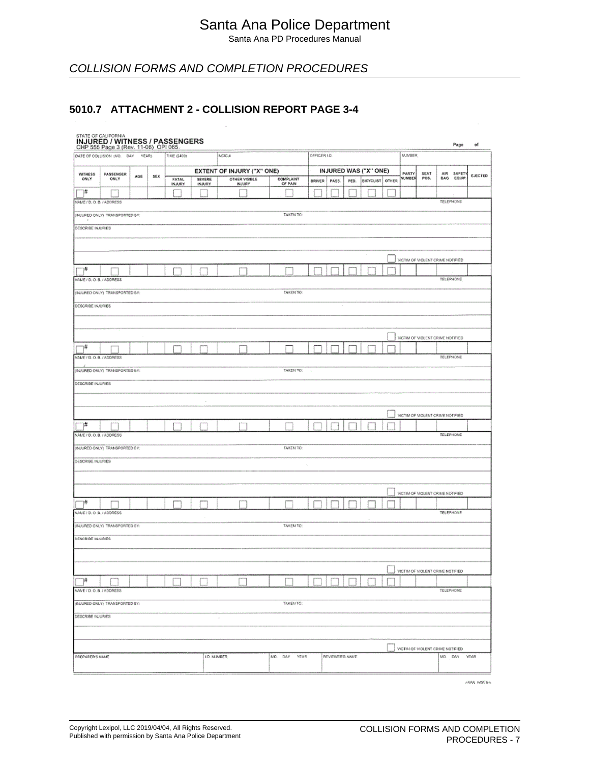## COLLISION FORMS AND COMPLETION PROCEDURES

### 5010.7 ATTACHMENT 2 - COLLISION REPORT PAGE 3-4

STATE OF CALIFORNIA
**INJURED / WITNESS / PASSENGERS**
CHP 555 Page 3 (Rev. 11-06) OPI 065

Page ___ of ___

| DATE OF COLLISION (MO. DAY YEAR) | TIME (2400) | NCIC # | OFFICER I.D. | NUMBER |
|---|---|---|---|---|
| | | | | |

| WITNESS ONLY | PASSENGER ONLY | AGE | SEX | EXTENT OF INJURY ("X" ONE) | | | | INJURED WAS ("X" ONE) | | | | | PARTY NUMBER | SEAT POS. | AIR BAG | SAFETY EQUIP. | EJECTED |
|---|---|---|---|---|---|---|---|---|---|---|---|---|---|---|---|---|---|
| | | | | FATAL INJURY | SEVERE INJURY | OTHER VISIBLE INJURY | COMPLAINT OF PAIN | DRIVER | PASS. | PED. | BICYCLIST | OTHER | | | | | |
| # | | | | | | | | | | | | | | | | | |

NAME / D. O. B. / ADDRESS — TELEPHONE

(INJURED ONLY) TRANSPORTED BY: — TAKEN TO:

DESCRIBE INJURIES

VICTIM OF VIOLENT CRIME NOTIFIED

| # | | | | | | | | | | | | | | | | | |
|---|---|---|---|---|---|---|---|---|---|---|---|---|---|---|---|---|---|

NAME / D. O. B. / ADDRESS — TELEPHONE

(INJURED ONLY) TRANSPORTED BY: — TAKEN TO:

DESCRIBE INJURIES

VICTIM OF VIOLENT CRIME NOTIFIED

| # | | | | | | | | | | | | | | | | | |
|---|---|---|---|---|---|---|---|---|---|---|---|---|---|---|---|---|---|

NAME / D. O. B. / ADDRESS — TELEPHONE

(INJURED ONLY) TRANSPORTED BY: — TAKEN TO:

DESCRIBE INJURIES

VICTIM OF VIOLENT CRIME NOTIFIED

| # | | | | | | | | | | | | | | | | | |
|---|---|---|---|---|---|---|---|---|---|---|---|---|---|---|---|---|---|

NAME / D. O. B. / ADDRESS — TELEPHONE

(INJURED ONLY) TRANSPORTED BY: — TAKEN TO:

DESCRIBE INJURIES

VICTIM OF VIOLENT CRIME NOTIFIED

| # | | | | | | | | | | | | | | | | | |
|---|---|---|---|---|---|---|---|---|---|---|---|---|---|---|---|---|---|

NAME / D. O. B. / ADDRESS — TELEPHONE

(INJURED ONLY) TRANSPORTED BY: — TAKEN TO:

DESCRIBE INJURIES

VICTIM OF VIOLENT CRIME NOTIFIED

| # | | | | | | | | | | | | | | | | | |
|---|---|---|---|---|---|---|---|---|---|---|---|---|---|---|---|---|---|

NAME / D. O. B. / ADDRESS — TELEPHONE

(INJURED ONLY) TRANSPORTED BY: — TAKEN TO:

DESCRIBE INJURIES

VICTIM OF VIOLENT CRIME NOTIFIED

| PREPARER'S NAME | I.D. NUMBER | MO. DAY YEAR | REVIEWER'S NAME | MO. DAY YEAR |
|---|---|---|---|---|
| | | | | |

c555_506.frp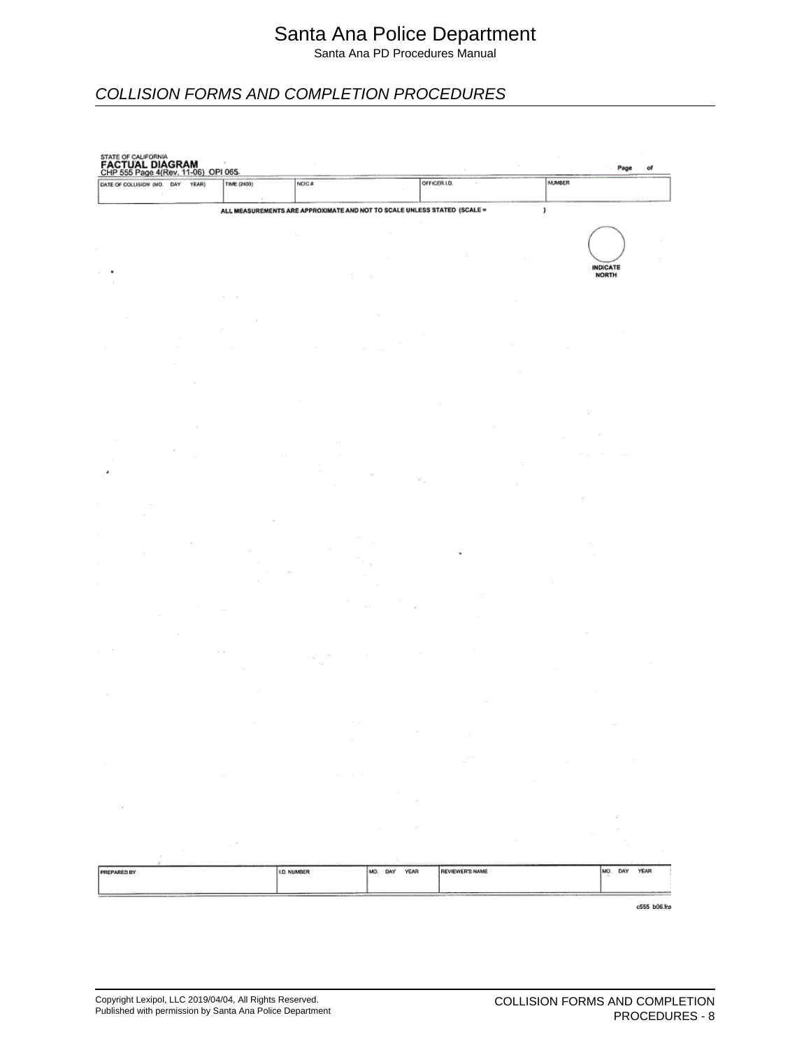## COLLISION FORMS AND COMPLETION PROCEDURES

STATE OF CALIFORNIA
**FACTUAL DIAGRAM**
CHP 555 Page 4(Rev. 11-06) OPI 065

Page of

| DATE OF COLLISION (MO. DAY YEAR) | TIME (2400) | NCIC # | OFFICER I.D. | NUMBER |
|---|---|---|---|---|
| | | | | |

**ALL MEASUREMENTS ARE APPROXIMATE AND NOT TO SCALE UNLESS STATED (SCALE = )**

**INDICATE NORTH**

| PREPARED BY | I.D. NUMBER | MO. DAY YEAR | REVIEWER'S NAME | MO. DAY YEAR |
|---|---|---|---|---|
| | | | | |

c555 b06.frp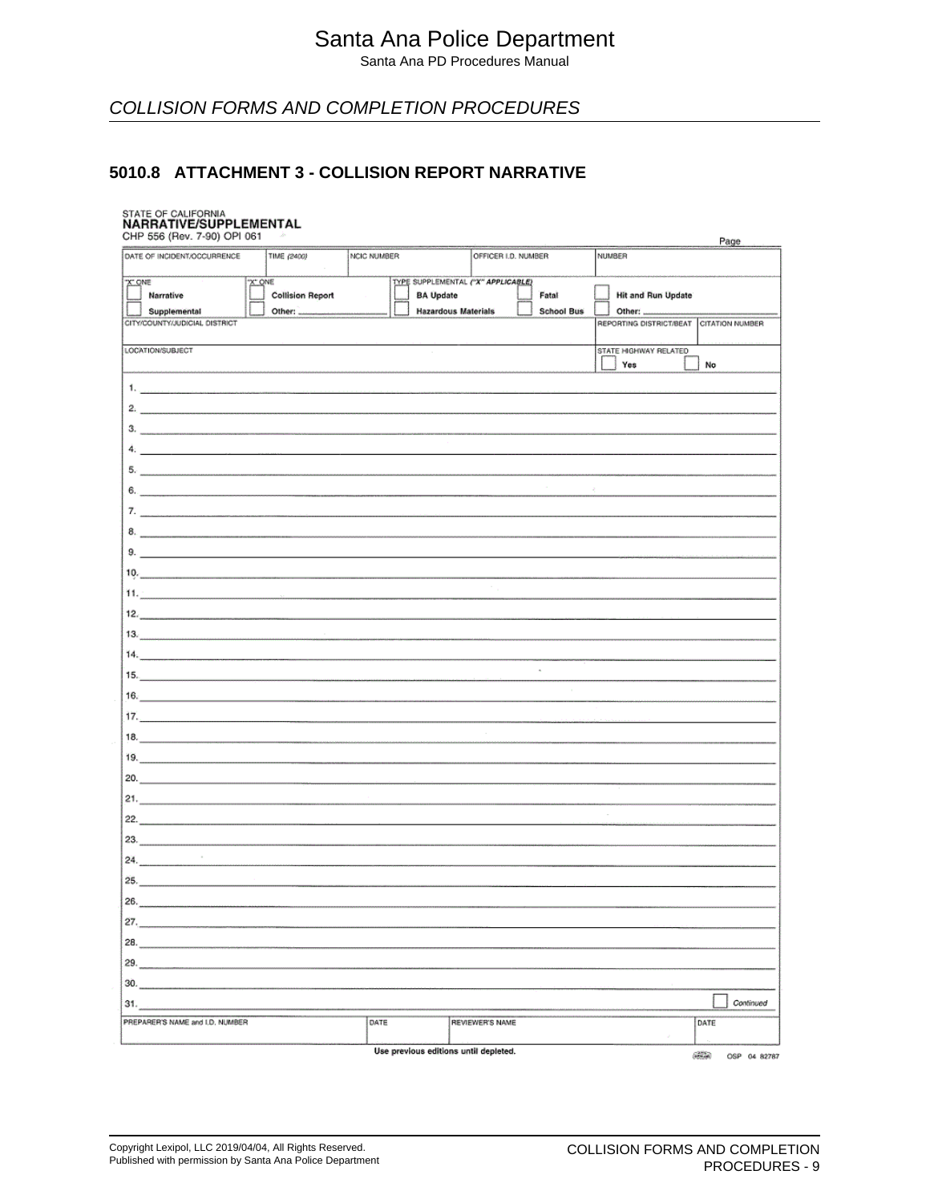## COLLISION FORMS AND COMPLETION PROCEDURES

### 5010.8 ATTACHMENT 3 - COLLISION REPORT NARRATIVE

STATE OF CALIFORNIA
**NARRATIVE/SUPPLEMENTAL**
CHP 556 (Rev. 7-90) OPI 061

Page ____

| DATE OF INCIDENT/OCCURRENCE | TIME (2400) | NCIC NUMBER | OFFICER I.D. NUMBER | NUMBER | |
|---|---|---|---|---|---|
| "X" ONE ☐ Narrative ☐ Supplemental | "X" ONE ☐ Collision Report ☐ Other: ____ | TYPE SUPPLEMENTAL ("X" APPLICABLE) ☐ BA Update ☐ Hazardous Materials | ☐ Fatal ☐ School Bus | ☐ Hit and Run Update ☐ Other: ____ | |
| CITY/COUNTY/JUDICIAL DISTRICT | | | | REPORTING DISTRICT/BEAT | CITATION NUMBER |
| LOCATION/SUBJECT | | | | STATE HIGHWAY RELATED ☐ Yes ☐ No | |

1. ____
2. ____
3. ____
4. ____
5. ____
6. ____
7. ____
8. ____
9. ____
10. ____
11. ____
12. ____
13. ____
14. ____
15. ____
16. ____
17. ____
18. ____
19. ____
20. ____
21. ____
22. ____
23. ____
24. ____
25. ____
26. ____
27. ____
28. ____
29. ____
30. ____
31. ____ ☐ Continued

| PREPARER'S NAME and I.D. NUMBER | DATE | REVIEWER'S NAME | DATE |
|---|---|---|---|
| | | | |

Use previous editions until depleted.

OSP 04 82787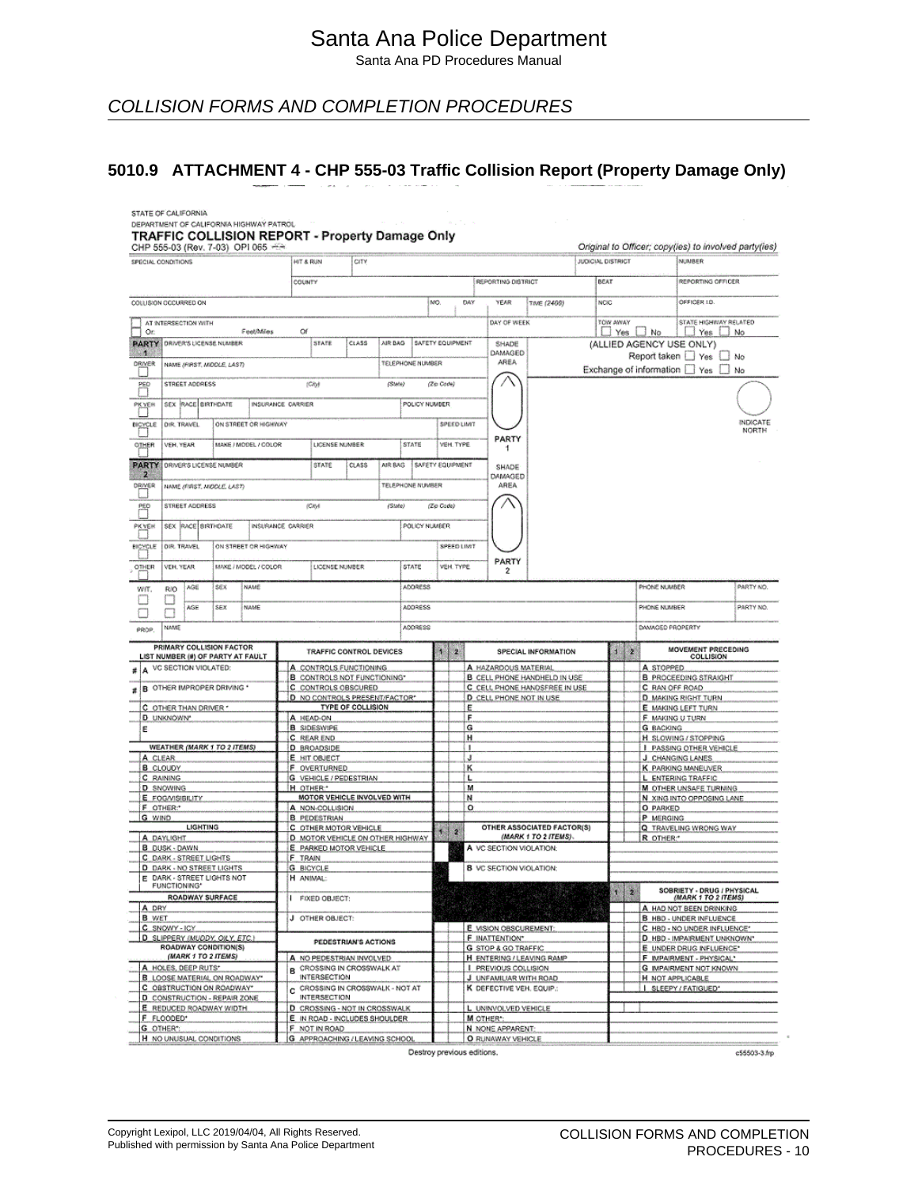## COLLISION FORMS AND COMPLETION PROCEDURES

### 5010.9 ATTACHMENT 4 - CHP 555-03 Traffic Collision Report (Property Damage Only)

STATE OF CALIFORNIA
DEPARTMENT OF CALIFORNIA HIGHWAY PATROL

**TRAFFIC COLLISION REPORT - Property Damage Only**

CHP 555-03 (Rev. 7-03) OPI 065

*Original to Officer; copy(ies) to involved party(ies)*

| SPECIAL CONDITIONS | HIT & RUN | CITY | JUDICIAL DISTRICT | NUMBER |
|---|---|---|---|---|
| | COUNTY | REPORTING DISTRICT | BEAT | REPORTING OFFICER |
| COLLISION OCCURRED ON | MO. DAY YEAR | TIME (2400) | NCIC | OFFICER I.D. |
| AT INTERSECTION WITH / Or: Feet/Miles Of | DAY OF WEEK | | TOW AWAY ☐ Yes ☐ No | STATE HIGHWAY RELATED ☐ Yes ☐ No |

(ALLIED AGENCY USE ONLY)
Report taken ☐ Yes ☐ No
Exchange of information ☐ Yes ☐ No

INDICATE NORTH

**PARTY 1** — ☐ DRIVER ☐ PED ☐ PK VEH ☐ BICYCLE ☐ OTHER

| DRIVER'S LICENSE NUMBER | STATE | CLASS | AIR BAG | SAFETY EQUIPMENT |
|---|---|---|---|---|
| NAME (FIRST, MIDDLE, LAST) | | | TELEPHONE NUMBER | |
| STREET ADDRESS | (City) | (State) | (Zip Code) | |
| SEX / RACE / BIRTHDATE | INSURANCE CARRIER | | POLICY NUMBER | |
| DIR. TRAVEL | ON STREET OR HIGHWAY | | SPEED LIMIT | |
| VEH. YEAR | MAKE / MODEL / COLOR | LICENSE NUMBER | STATE | VEH. TYPE |

SHADE DAMAGED AREA — PARTY 1

**PARTY 2** — ☐ DRIVER ☐ PED ☐ PK VEH ☐ BICYCLE ☐ OTHER

| DRIVER'S LICENSE NUMBER | STATE | CLASS | AIR BAG | SAFETY EQUIPMENT |
|---|---|---|---|---|
| NAME (FIRST, MIDDLE, LAST) | | | TELEPHONE NUMBER | |
| STREET ADDRESS | (City) | (State) | (Zip Code) | |
| SEX / RACE / BIRTHDATE | INSURANCE CARRIER | | POLICY NUMBER | |
| DIR. TRAVEL | ON STREET OR HIGHWAY | | SPEED LIMIT | |
| VEH. YEAR | MAKE / MODEL / COLOR | LICENSE NUMBER | STATE | VEH. TYPE |

SHADE DAMAGED AREA — PARTY 2

| WIT. | R/O | AGE | SEX | NAME | ADDRESS | PHONE NUMBER | PARTY NO. |
|---|---|---|---|---|---|---|---|
| ☐ | ☐ | AGE | SEX | NAME | ADDRESS | PHONE NUMBER | PARTY NO. |
| PROP. | | | | NAME | ADDRESS | DAMAGED PROPERTY | |

**PRIMARY COLLISION FACTOR** — LIST NUMBER (#) OF PARTY AT FAULT
- # A VC SECTION VIOLATED:
- # B OTHER IMPROPER DRIVING *
- C OTHER THAN DRIVER *
- D UNKNOWN*
- E

**WEATHER (MARK 1 TO 2 ITEMS)**
- A CLEAR
- B CLOUDY
- C RAINING
- D SNOWING
- E FOG/VISIBILITY
- F OTHER:*
- G WIND

**LIGHTING**
- A DAYLIGHT
- B DUSK - DAWN
- C DARK - STREET LIGHTS
- D DARK - NO STREET LIGHTS
- E DARK - STREET LIGHTS NOT FUNCTIONING*

**ROADWAY SURFACE**
- A DRY
- B WET
- C SNOWY - ICY
- D SLIPPERY (MUDDY, OILY, ETC.)

**ROADWAY CONDITION(S) (MARK 1 TO 2 ITEMS)**
- A HOLES, DEEP RUTS*
- B LOOSE MATERIAL ON ROADWAY*
- C OBSTRUCTION ON ROADWAY*
- D CONSTRUCTION - REPAIR ZONE
- E REDUCED ROADWAY WIDTH
- F FLOODED*
- G OTHER*:
- H NO UNUSUAL CONDITIONS

**TRAFFIC CONTROL DEVICES**
- A CONTROLS FUNCTIONING
- B CONTROLS NOT FUNCTIONING*
- C CONTROLS OBSCURED
- D NO CONTROLS PRESENT/FACTOR*

**TYPE OF COLLISION**
- A HEAD-ON
- B SIDESWIPE
- C REAR END
- D BROADSIDE
- E HIT OBJECT
- F OVERTURNED
- G VEHICLE / PEDESTRIAN
- H OTHER:*

**MOTOR VEHICLE INVOLVED WITH**
- A NON-COLLISION
- B PEDESTRIAN
- C OTHER MOTOR VEHICLE
- D MOTOR VEHICLE ON OTHER HIGHWAY
- E PARKED MOTOR VEHICLE
- F TRAIN
- G BICYCLE
- H ANIMAL:
- I FIXED OBJECT:
- J OTHER OBJECT:

**PEDESTRIAN'S ACTIONS**
- A NO PEDESTRIAN INVOLVED
- B CROSSING IN CROSSWALK AT INTERSECTION
- C CROSSING IN CROSSWALK - NOT AT INTERSECTION
- D CROSSING - NOT IN CROSSWALK
- E IN ROAD - INCLUDES SHOULDER
- F NOT IN ROAD
- G APPROACHING / LEAVING SCHOOL

**SPECIAL INFORMATION** (1 2)
- A HAZARDOUS MATERIAL
- B CELL PHONE HANDHELD IN USE
- C CELL PHONE HANDSFREE IN USE
- D CELL PHONE NOT IN USE
- E
- F
- G
- H
- I
- J
- K
- L
- M
- N
- O

**OTHER ASSOCIATED FACTOR(S) (MARK 1 TO 2 ITEMS)** (1 2)
- A VC SECTION VIOLATION:
- B VC SECTION VIOLATION:
- E VISION OBSCUREMENT:
- F INATTENTION*
- G STOP & GO TRAFFIC
- H ENTERING / LEAVING RAMP
- I PREVIOUS COLLISION
- J UNFAMILIAR WITH ROAD
- K DEFECTIVE VEH. EQUIP.:
- L UNINVOLVED VEHICLE
- M OTHER*:
- N NONE APPARENT:
- O RUNAWAY VEHICLE

**MOVEMENT PRECEDING COLLISION** (1 2)
- A STOPPED
- B PROCEEDING STRAIGHT
- C RAN OFF ROAD
- D MAKING RIGHT TURN
- E MAKING LEFT TURN
- F MAKING U TURN
- G BACKING
- H SLOWING / STOPPING
- I PASSING OTHER VEHICLE
- J CHANGING LANES
- K PARKING MANEUVER
- L ENTERING TRAFFIC
- M OTHER UNSAFE TURNING
- N XING INTO OPPOSING LANE
- O PARKED
- P MERGING
- Q TRAVELING WRONG WAY
- R OTHER:*

**SOBRIETY - DRUG / PHYSICAL (MARK 1 TO 2 ITEMS)** (1 2)
- A HAD NOT BEEN DRINKING
- B HBD - UNDER INFLUENCE
- C HBD - NO UNDER INFLUENCE*
- D HBD - IMPAIRMENT UNKNOWN*
- E UNDER DRUG INFLUENCE*
- F IMPAIRMENT - PHYSICAL*
- G IMPAIRMENT NOT KNOWN
- H NOT APPLICABLE
- I SLEEPY / FATIGUED*

Destroy previous editions.

c55503-3.frp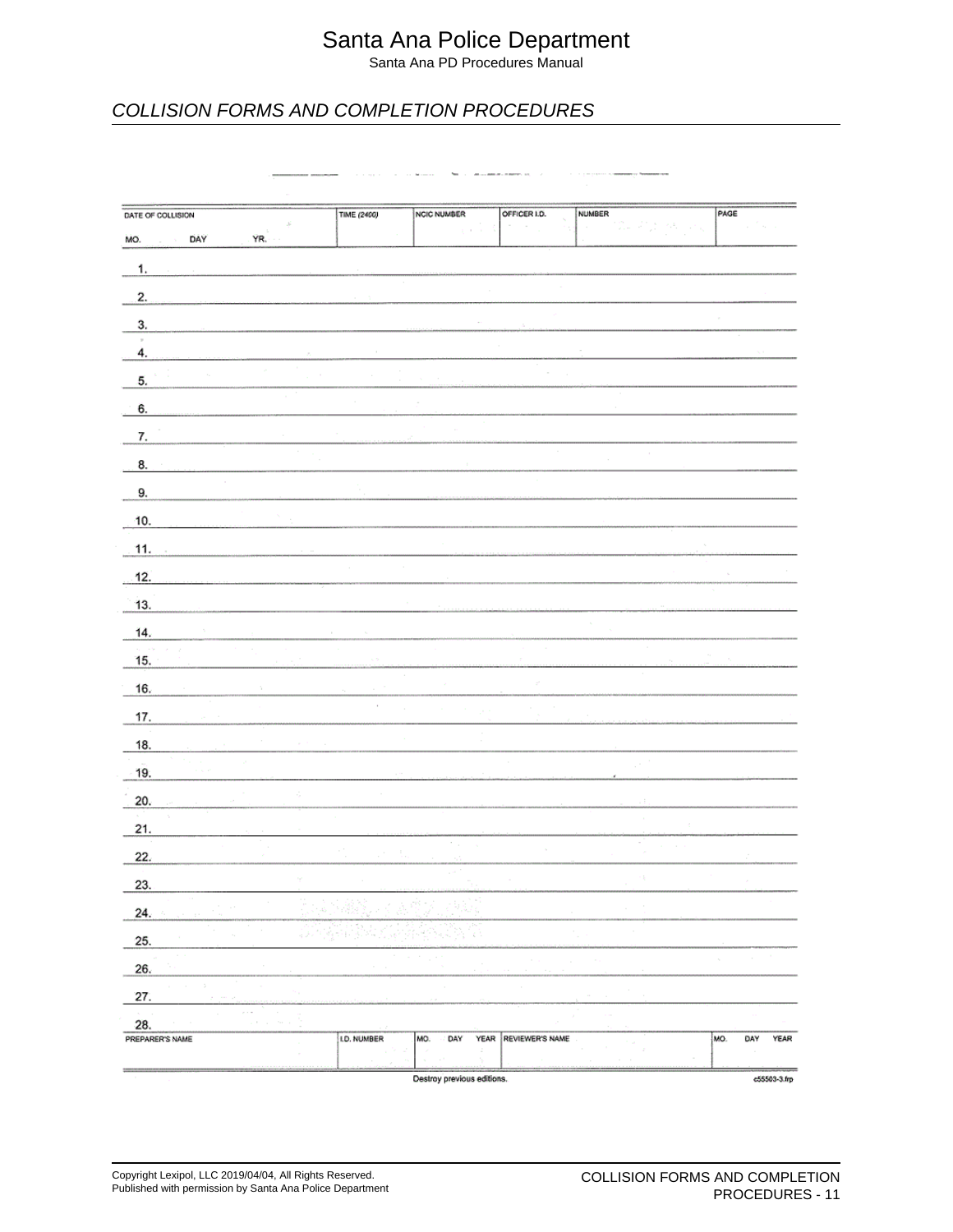## *COLLISION FORMS AND COMPLETION PROCEDURES*

| DATE OF COLLISION<br>MO. DAY YR. | TIME (2400) | NCIC NUMBER | OFFICER I.D. | NUMBER | PAGE |
|---|---|---|---|---|---|

1.
2.
3.
4.
5.
6.
7.
8.
9.
10.
11.
12.
13.
14.
15.
16.
17.
18.
19.
20.
21.
22.
23.
24.
25.
26.
27.
28.

| PREPARER'S NAME | I.D. NUMBER | MO. DAY YEAR | REVIEWER'S NAME | MO. DAY YEAR |
|---|---|---|---|---|

Destroy previous editions.

c55503-3.frp